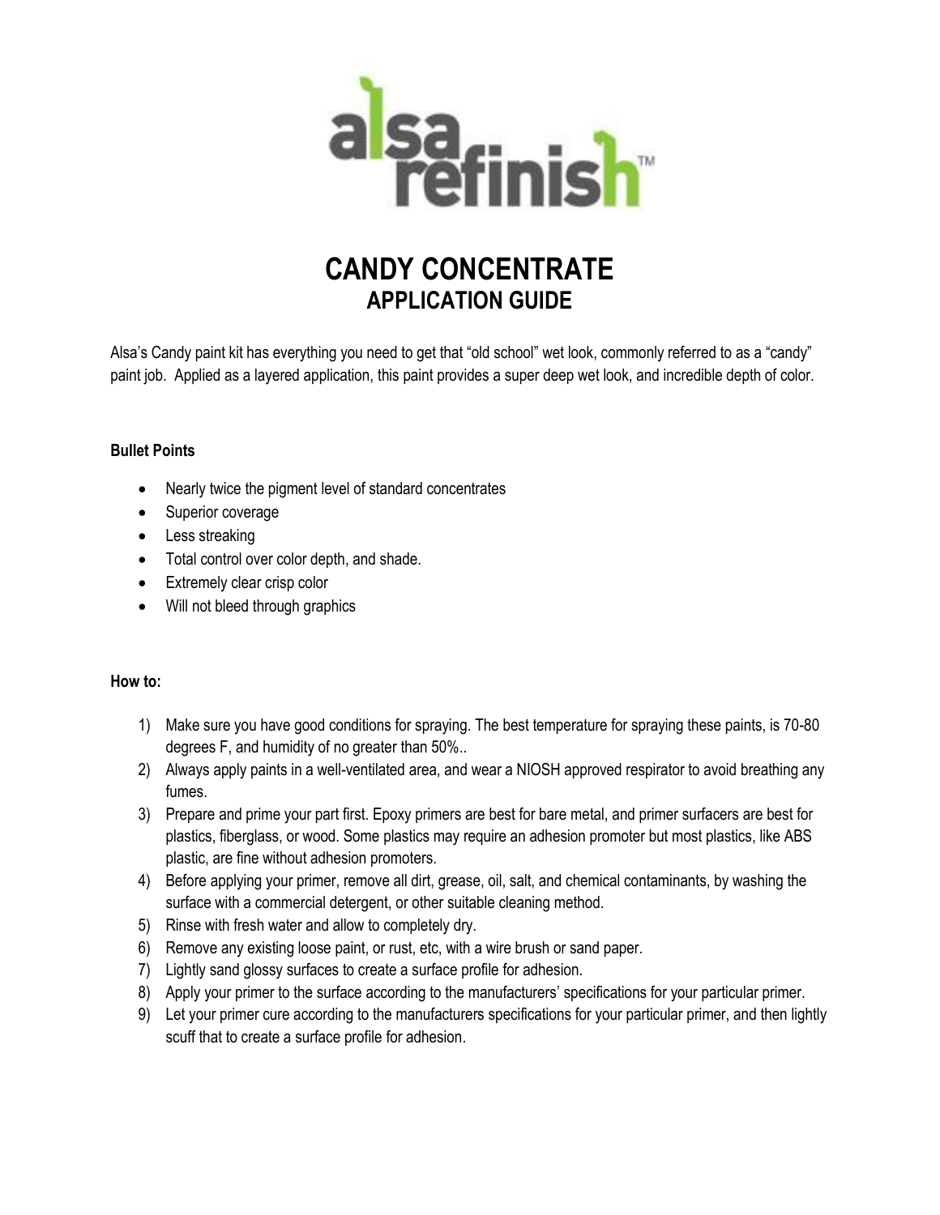alsa refinish™

# CANDY CONCENTRATE
## APPLICATION GUIDE

Alsa's Candy paint kit has everything you need to get that "old school" wet look, commonly referred to as a "candy" paint job. Applied as a layered application, this paint provides a super deep wet look, and incredible depth of color.

**Bullet Points**

- Nearly twice the pigment level of standard concentrates
- Superior coverage
- Less streaking
- Total control over color depth, and shade.
- Extremely clear crisp color
- Will not bleed through graphics

**How to:**

1) Make sure you have good conditions for spraying. The best temperature for spraying these paints, is 70-80 degrees F, and humidity of no greater than 50%..
2) Always apply paints in a well-ventilated area, and wear a NIOSH approved respirator to avoid breathing any fumes.
3) Prepare and prime your part first. Epoxy primers are best for bare metal, and primer surfacers are best for plastics, fiberglass, or wood. Some plastics may require an adhesion promoter but most plastics, like ABS plastic, are fine without adhesion promoters.
4) Before applying your primer, remove all dirt, grease, oil, salt, and chemical contaminants, by washing the surface with a commercial detergent, or other suitable cleaning method.
5) Rinse with fresh water and allow to completely dry.
6) Remove any existing loose paint, or rust, etc, with a wire brush or sand paper.
7) Lightly sand glossy surfaces to create a surface profile for adhesion.
8) Apply your primer to the surface according to the manufacturers' specifications for your particular primer.
9) Let your primer cure according to the manufacturers specifications for your particular primer, and then lightly scuff that to create a surface profile for adhesion.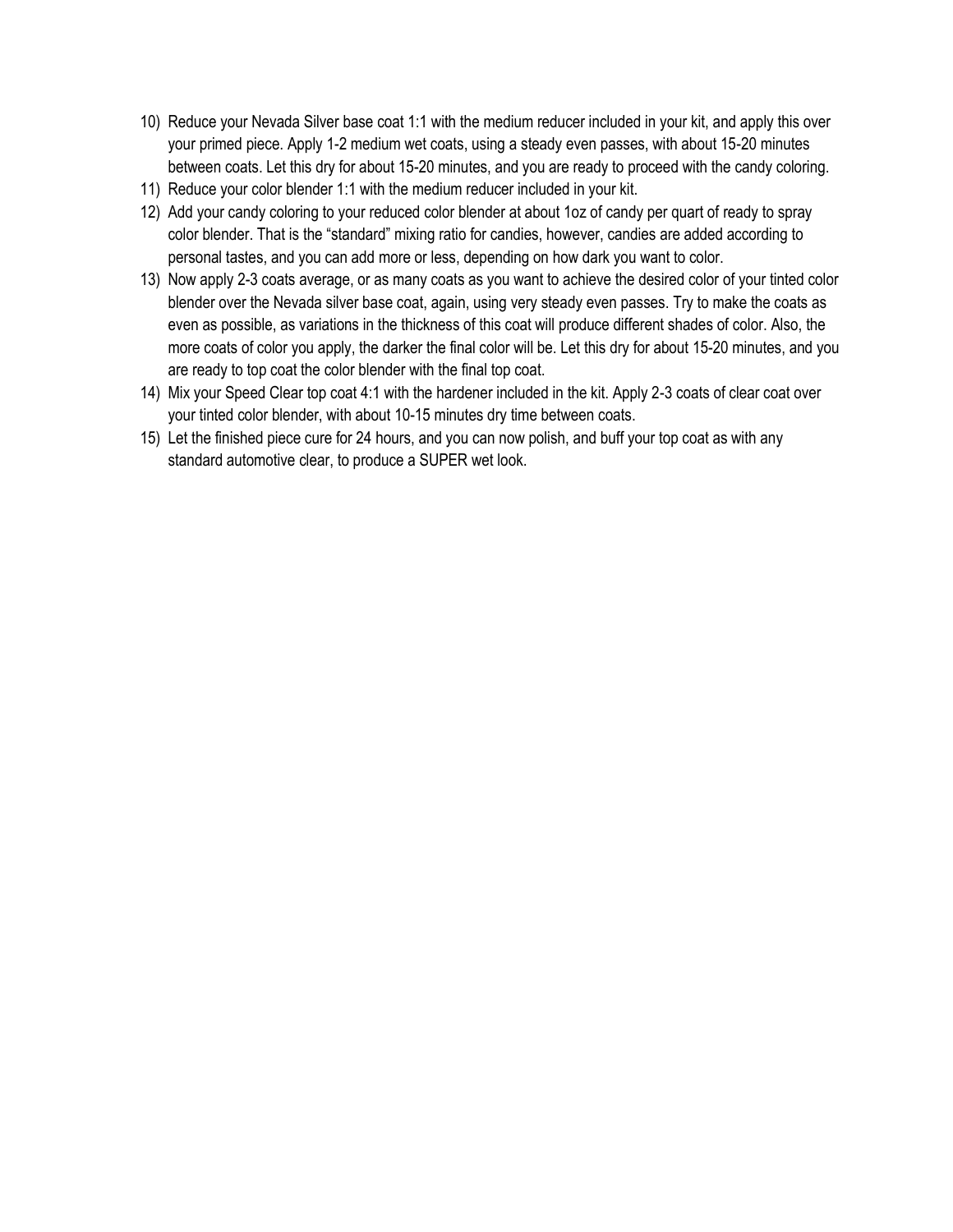10) Reduce your Nevada Silver base coat 1:1 with the medium reducer included in your kit, and apply this over your primed piece. Apply 1-2 medium wet coats, using a steady even passes, with about 15-20 minutes between coats. Let this dry for about 15-20 minutes, and you are ready to proceed with the candy coloring.
11) Reduce your color blender 1:1 with the medium reducer included in your kit.
12) Add your candy coloring to your reduced color blender at about 1oz of candy per quart of ready to spray color blender. That is the "standard" mixing ratio for candies, however, candies are added according to personal tastes, and you can add more or less, depending on how dark you want to color.
13) Now apply 2-3 coats average, or as many coats as you want to achieve the desired color of your tinted color blender over the Nevada silver base coat, again, using very steady even passes. Try to make the coats as even as possible, as variations in the thickness of this coat will produce different shades of color. Also, the more coats of color you apply, the darker the final color will be. Let this dry for about 15-20 minutes, and you are ready to top coat the color blender with the final top coat.
14) Mix your Speed Clear top coat 4:1 with the hardener included in the kit. Apply 2-3 coats of clear coat over your tinted color blender, with about 10-15 minutes dry time between coats.
15) Let the finished piece cure for 24 hours, and you can now polish, and buff your top coat as with any standard automotive clear, to produce a SUPER wet look.